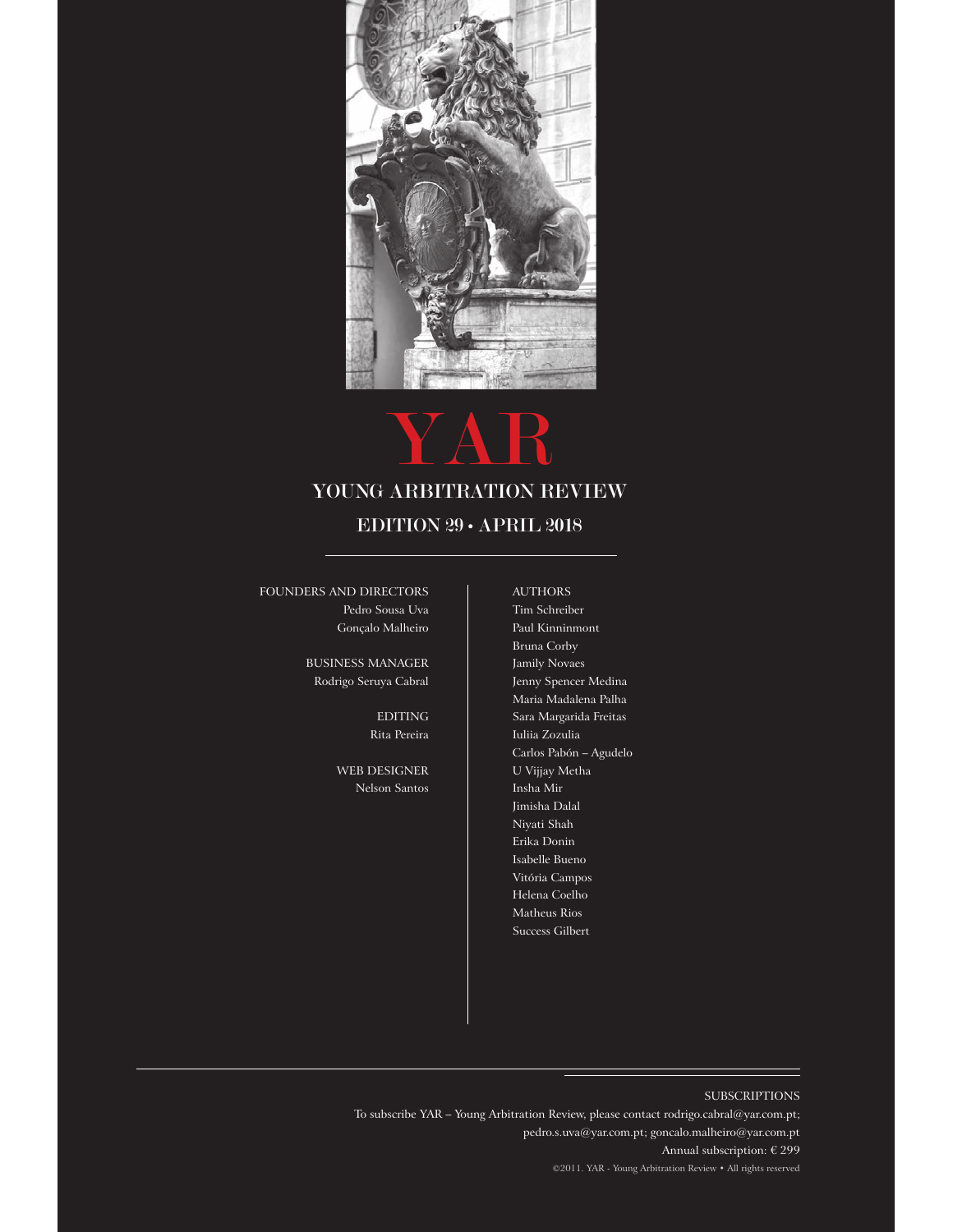# YAR

## YOUNG ARBITRATION REVIEW

### EDITION 29 • APRIL 2018

FOUNDERS AND DIRECTORS
Pedro Sousa Uva
Gonçalo Malheiro

BUSINESS MANAGER
Rodrigo Seruya Cabral

EDITING
Rita Pereira

WEB DESIGNER
Nelson Santos

AUTHORS
Tim Schreiber
Paul Kinninmont
Bruna Corby
Jamily Novaes
Jenny Spencer Medina
Maria Madalena Palha
Sara Margarida Freitas
Iuliia Zozulia
Carlos Pabón – Agudelo
U Vijjay Metha
Insha Mir
Jimisha Dalal
Niyati Shah
Erika Donin
Isabelle Bueno
Vitória Campos
Helena Coelho
Matheus Rios
Success Gilbert

SUBSCRIPTIONS

To subscribe YAR – Young Arbitration Review, please contact rodrigo.cabral@yar.com.pt; pedro.s.uva@yar.com.pt; goncalo.malheiro@yar.com.pt

Annual subscription: € 299

©2011. YAR - Young Arbitration Review • All rights reserved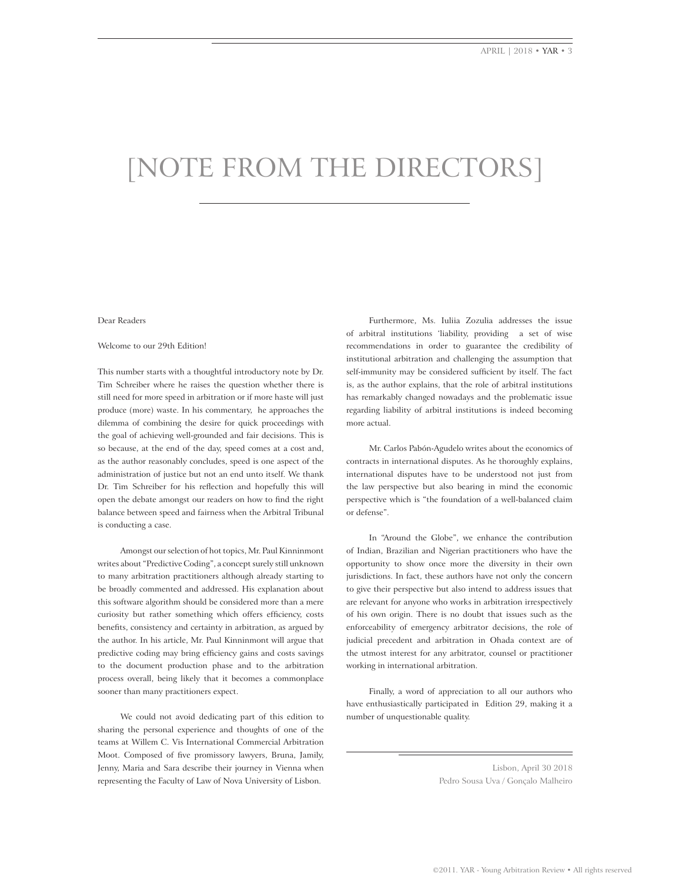# [NOTE FROM THE DIRECTORS]

Dear Readers

Welcome to our 29th Edition!

This number starts with a thoughtful introductory note by Dr. Tim Schreiber where he raises the question whether there is still need for more speed in arbitration or if more haste will just produce (more) waste. In his commentary, he approaches the dilemma of combining the desire for quick proceedings with the goal of achieving well-grounded and fair decisions. This is so because, at the end of the day, speed comes at a cost and, as the author reasonably concludes, speed is one aspect of the administration of justice but not an end unto itself. We thank Dr. Tim Schreiber for his reflection and hopefully this will open the debate amongst our readers on how to find the right balance between speed and fairness when the Arbitral Tribunal is conducting a case.

Amongst our selection of hot topics, Mr. Paul Kinninmont writes about "Predictive Coding", a concept surely still unknown to many arbitration practitioners although already starting to be broadly commented and addressed. His explanation about this software algorithm should be considered more than a mere curiosity but rather something which offers efficiency, costs benefits, consistency and certainty in arbitration, as argued by the author. In his article, Mr. Paul Kinninmont will argue that predictive coding may bring efficiency gains and costs savings to the document production phase and to the arbitration process overall, being likely that it becomes a commonplace sooner than many practitioners expect.

We could not avoid dedicating part of this edition to sharing the personal experience and thoughts of one of the teams at Willem C. Vis International Commercial Arbitration Moot. Composed of five promissory lawyers, Bruna, Jamily, Jenny, Maria and Sara describe their journey in Vienna when representing the Faculty of Law of Nova University of Lisbon.

Furthermore, Ms. Iuliia Zozulia addresses the issue of arbitral institutions 'liability, providing a set of wise recommendations in order to guarantee the credibility of institutional arbitration and challenging the assumption that self-immunity may be considered sufficient by itself. The fact is, as the author explains, that the role of arbitral institutions has remarkably changed nowadays and the problematic issue regarding liability of arbitral institutions is indeed becoming more actual.

Mr. Carlos Pabón-Agudelo writes about the economics of contracts in international disputes. As he thoroughly explains, international disputes have to be understood not just from the law perspective but also bearing in mind the economic perspective which is "the foundation of a well-balanced claim or defense".

In "Around the Globe", we enhance the contribution of Indian, Brazilian and Nigerian practitioners who have the opportunity to show once more the diversity in their own jurisdictions. In fact, these authors have not only the concern to give their perspective but also intend to address issues that are relevant for anyone who works in arbitration irrespectively of his own origin. There is no doubt that issues such as the enforceability of emergency arbitrator decisions, the role of judicial precedent and arbitration in Ohada context are of the utmost interest for any arbitrator, counsel or practitioner working in international arbitration.

Finally, a word of appreciation to all our authors who have enthusiastically participated in Edition 29, making it a number of unquestionable quality.

Lisbon, April 30 2018

Pedro Sousa Uva / Gonçalo Malheiro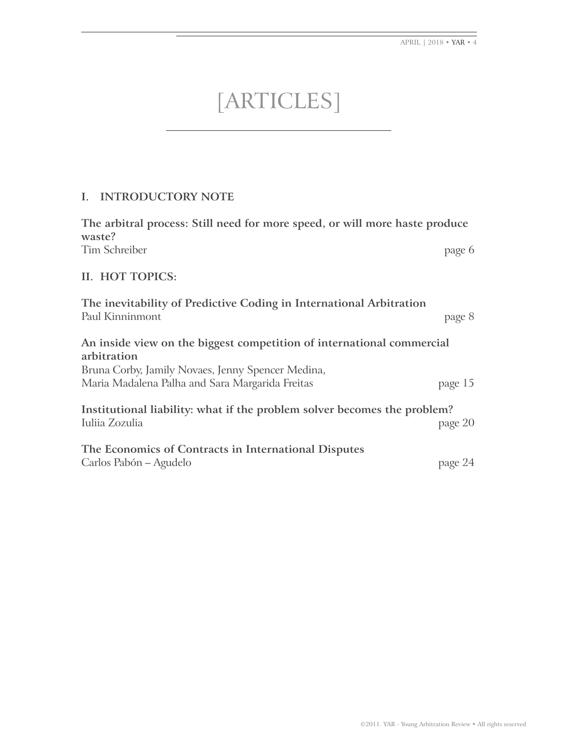# [ARTICLES]

## I. INTRODUCTORY NOTE

**The arbitral process: Still need for more speed, or will more haste produce waste?**
Tim Schreiber — page 6

## II. HOT TOPICS:

**The inevitability of Predictive Coding in International Arbitration**
Paul Kinninmont — page 8

**An inside view on the biggest competition of international commercial arbitration**
Bruna Corby, Jamily Novaes, Jenny Spencer Medina, Maria Madalena Palha and Sara Margarida Freitas — page 15

**Institutional liability: what if the problem solver becomes the problem?**
Iuliia Zozulia — page 20

**The Economics of Contracts in International Disputes**
Carlos Pabón – Agudelo — page 24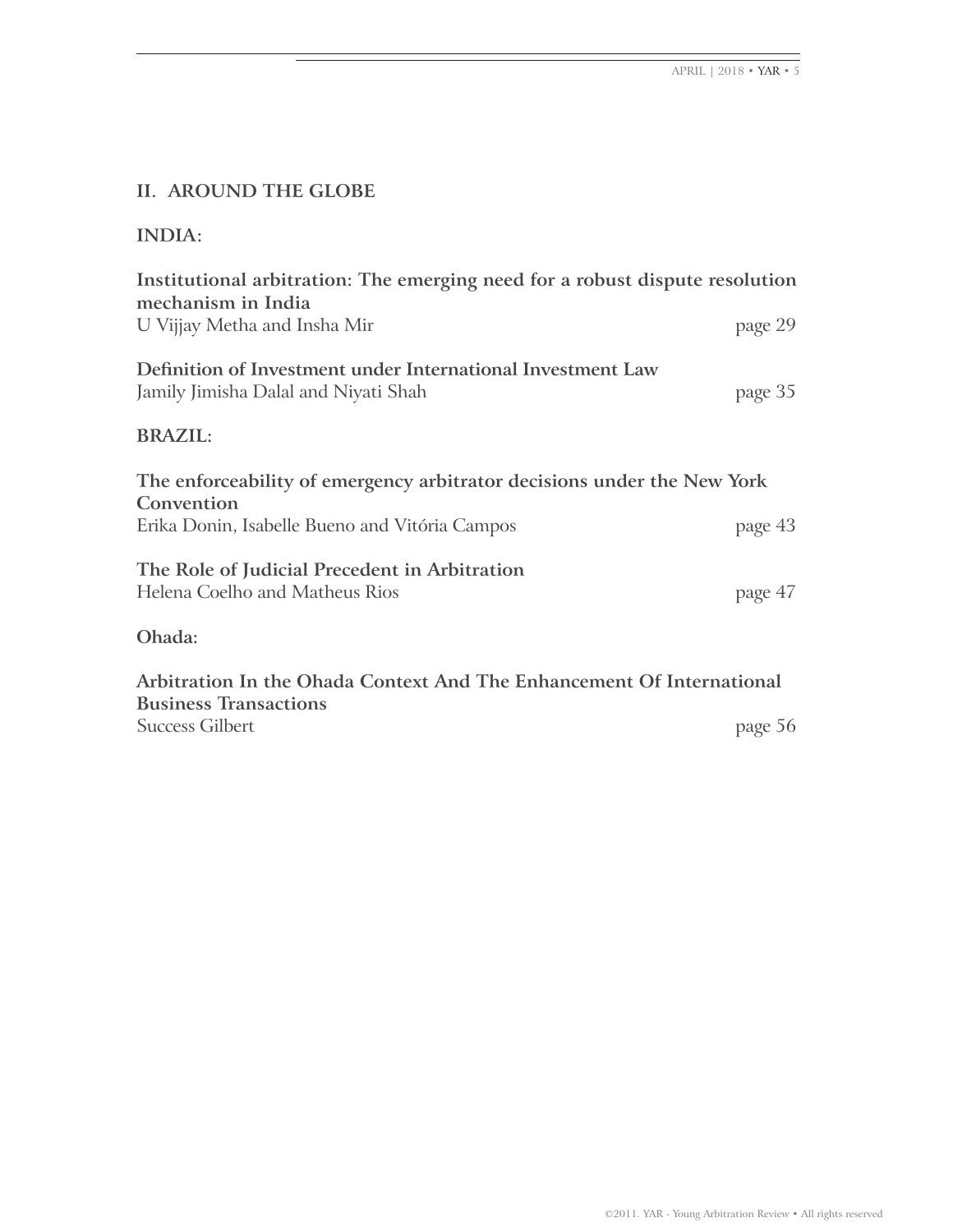## II. AROUND THE GLOBE

### INDIA:

**Institutional arbitration: The emerging need for a robust dispute resolution mechanism in India**
U Vijjay Metha and Insha Mir — page 29

**Definition of Investment under International Investment Law**
Jamily Jimisha Dalal and Niyati Shah — page 35

### BRAZIL:

**The enforceability of emergency arbitrator decisions under the New York Convention**
Erika Donin, Isabelle Bueno and Vitória Campos — page 43

**The Role of Judicial Precedent in Arbitration**
Helena Coelho and Matheus Rios — page 47

### Ohada:

**Arbitration In the Ohada Context And The Enhancement Of International Business Transactions**
Success Gilbert — page 56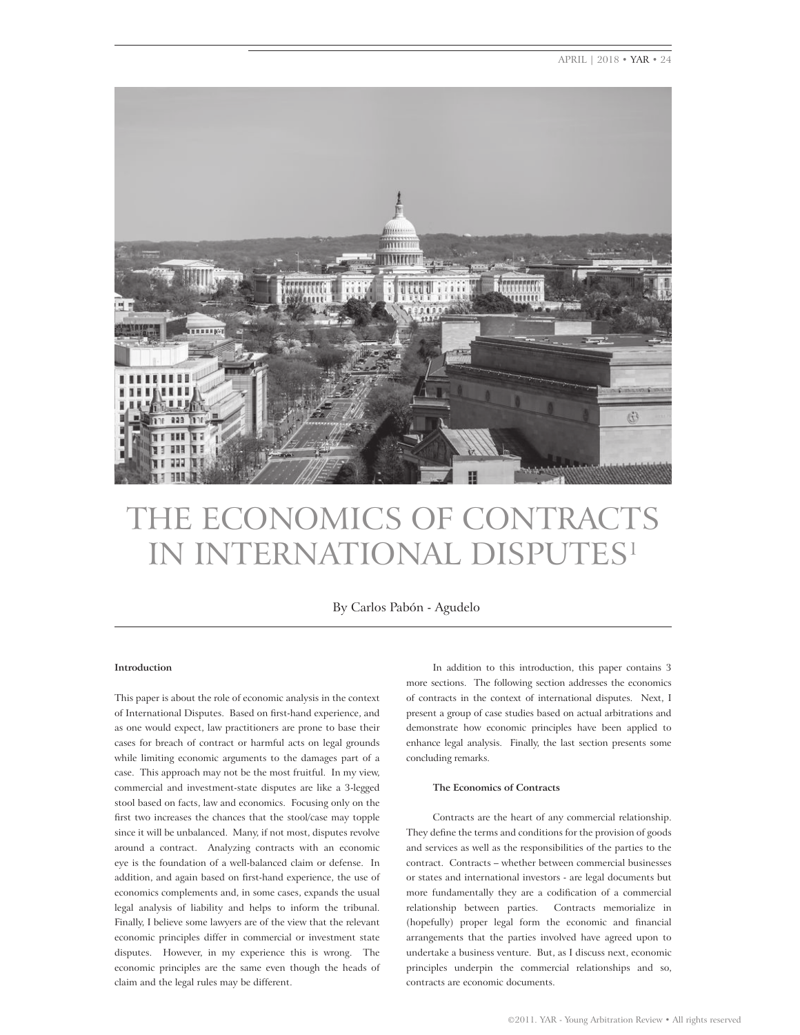# THE ECONOMICS OF CONTRACTS IN INTERNATIONAL DISPUTES[1]

By Carlos Pabón - Agudelo

**Introduction**

This paper is about the role of economic analysis in the context of International Disputes. Based on first-hand experience, and as one would expect, law practitioners are prone to base their cases for breach of contract or harmful acts on legal grounds while limiting economic arguments to the damages part of a case. This approach may not be the most fruitful. In my view, commercial and investment-state disputes are like a 3-legged stool based on facts, law and economics. Focusing only on the first two increases the chances that the stool/case may topple since it will be unbalanced. Many, if not most, disputes revolve around a contract. Analyzing contracts with an economic eye is the foundation of a well-balanced claim or defense. In addition, and again based on first-hand experience, the use of economics complements and, in some cases, expands the usual legal analysis of liability and helps to inform the tribunal. Finally, I believe some lawyers are of the view that the relevant economic principles differ in commercial or investment state disputes. However, in my experience this is wrong. The economic principles are the same even though the heads of claim and the legal rules may be different.

In addition to this introduction, this paper contains 3 more sections. The following section addresses the economics of contracts in the context of international disputes. Next, I present a group of case studies based on actual arbitrations and demonstrate how economic principles have been applied to enhance legal analysis. Finally, the last section presents some concluding remarks.

**The Economics of Contracts**

Contracts are the heart of any commercial relationship. They define the terms and conditions for the provision of goods and services as well as the responsibilities of the parties to the contract. Contracts – whether between commercial businesses or states and international investors - are legal documents but more fundamentally they are a codification of a commercial relationship between parties. Contracts memorialize in (hopefully) proper legal form the economic and financial arrangements that the parties involved have agreed upon to undertake a business venture. But, as I discuss next, economic principles underpin the commercial relationships and so, contracts are economic documents.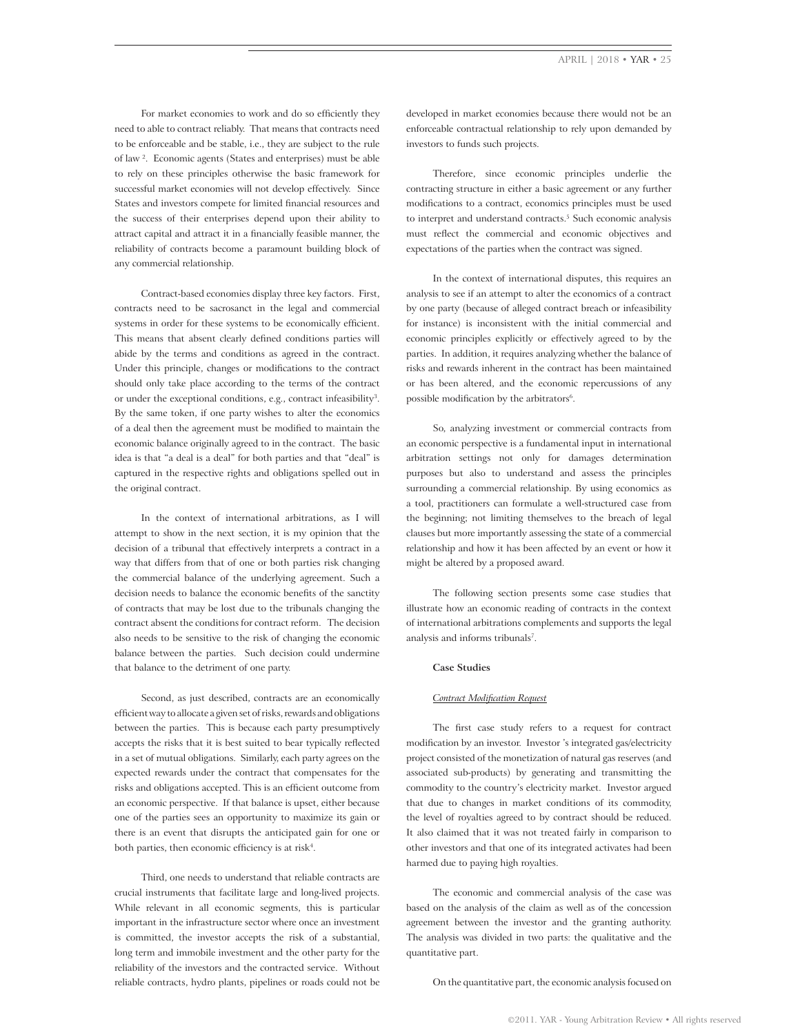For market economies to work and do so efficiently they need to able to contract reliably. That means that contracts need to be enforceable and be stable, i.e., they are subject to the rule of law [2]. Economic agents (States and enterprises) must be able to rely on these principles otherwise the basic framework for successful market economies will not develop effectively. Since States and investors compete for limited financial resources and the success of their enterprises depend upon their ability to attract capital and attract it in a financially feasible manner, the reliability of contracts become a paramount building block of any commercial relationship.

Contract-based economies display three key factors. First, contracts need to be sacrosanct in the legal and commercial systems in order for these systems to be economically efficient. This means that absent clearly defined conditions parties will abide by the terms and conditions as agreed in the contract. Under this principle, changes or modifications to the contract should only take place according to the terms of the contract or under the exceptional conditions, e.g., contract infeasibility[3]. By the same token, if one party wishes to alter the economics of a deal then the agreement must be modified to maintain the economic balance originally agreed to in the contract. The basic idea is that "a deal is a deal" for both parties and that "deal" is captured in the respective rights and obligations spelled out in the original contract.

In the context of international arbitrations, as I will attempt to show in the next section, it is my opinion that the decision of a tribunal that effectively interprets a contract in a way that differs from that of one or both parties risk changing the commercial balance of the underlying agreement. Such a decision needs to balance the economic benefits of the sanctity of contracts that may be lost due to the tribunals changing the contract absent the conditions for contract reform. The decision also needs to be sensitive to the risk of changing the economic balance between the parties. Such decision could undermine that balance to the detriment of one party.

Second, as just described, contracts are an economically efficient way to allocate a given set of risks, rewards and obligations between the parties. This is because each party presumptively accepts the risks that it is best suited to bear typically reflected in a set of mutual obligations. Similarly, each party agrees on the expected rewards under the contract that compensates for the risks and obligations accepted. This is an efficient outcome from an economic perspective. If that balance is upset, either because one of the parties sees an opportunity to maximize its gain or there is an event that disrupts the anticipated gain for one or both parties, then economic efficiency is at risk[4].

Third, one needs to understand that reliable contracts are crucial instruments that facilitate large and long-lived projects. While relevant in all economic segments, this is particular important in the infrastructure sector where once an investment is committed, the investor accepts the risk of a substantial, long term and immobile investment and the other party for the reliability of the investors and the contracted service. Without reliable contracts, hydro plants, pipelines or roads could not be developed in market economies because there would not be an enforceable contractual relationship to rely upon demanded by investors to funds such projects.

Therefore, since economic principles underlie the contracting structure in either a basic agreement or any further modifications to a contract, economics principles must be used to interpret and understand contracts.[5] Such economic analysis must reflect the commercial and economic objectives and expectations of the parties when the contract was signed.

In the context of international disputes, this requires an analysis to see if an attempt to alter the economics of a contract by one party (because of alleged contract breach or infeasibility for instance) is inconsistent with the initial commercial and economic principles explicitly or effectively agreed to by the parties. In addition, it requires analyzing whether the balance of risks and rewards inherent in the contract has been maintained or has been altered, and the economic repercussions of any possible modification by the arbitrators[6].

So, analyzing investment or commercial contracts from an economic perspective is a fundamental input in international arbitration settings not only for damages determination purposes but also to understand and assess the principles surrounding a commercial relationship. By using economics as a tool, practitioners can formulate a well-structured case from the beginning; not limiting themselves to the breach of legal clauses but more importantly assessing the state of a commercial relationship and how it has been affected by an event or how it might be altered by a proposed award.

The following section presents some case studies that illustrate how an economic reading of contracts in the context of international arbitrations complements and supports the legal analysis and informs tribunals[7].

**Case Studies**

*Contract Modification Request*

The first case study refers to a request for contract modification by an investor. Investor 's integrated gas/electricity project consisted of the monetization of natural gas reserves (and associated sub-products) by generating and transmitting the commodity to the country's electricity market. Investor argued that due to changes in market conditions of its commodity, the level of royalties agreed to by contract should be reduced. It also claimed that it was not treated fairly in comparison to other investors and that one of its integrated activates had been harmed due to paying high royalties.

The economic and commercial analysis of the case was based on the analysis of the claim as well as of the concession agreement between the investor and the granting authority. The analysis was divided in two parts: the qualitative and the quantitative part.

On the quantitative part, the economic analysis focused on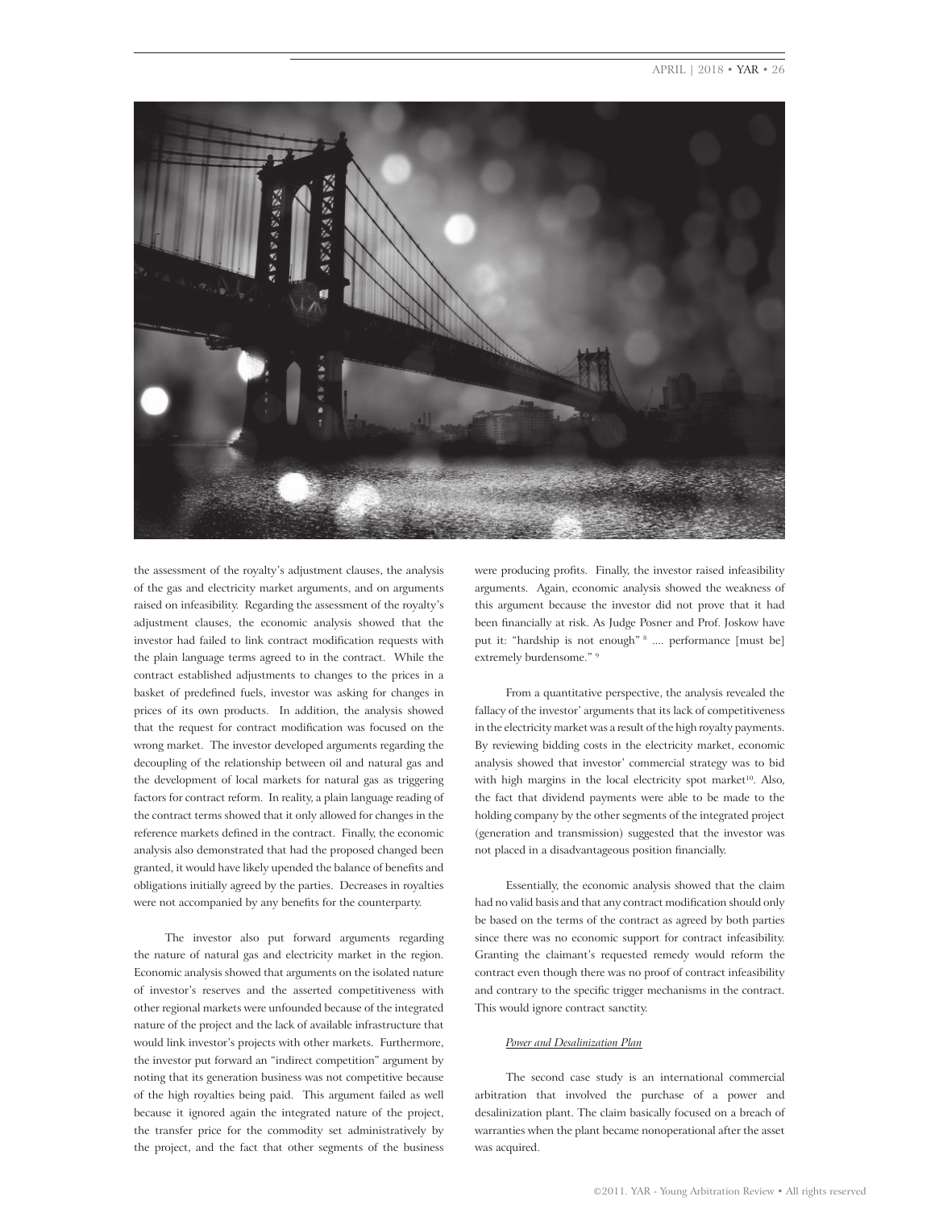the assessment of the royalty's adjustment clauses, the analysis of the gas and electricity market arguments, and on arguments raised on infeasibility. Regarding the assessment of the royalty's adjustment clauses, the economic analysis showed that the investor had failed to link contract modification requests with the plain language terms agreed to in the contract. While the contract established adjustments to changes to the prices in a basket of predefined fuels, investor was asking for changes in prices of its own products. In addition, the analysis showed that the request for contract modification was focused on the wrong market. The investor developed arguments regarding the decoupling of the relationship between oil and natural gas and the development of local markets for natural gas as triggering factors for contract reform. In reality, a plain language reading of the contract terms showed that it only allowed for changes in the reference markets defined in the contract. Finally, the economic analysis also demonstrated that had the proposed changed been granted, it would have likely upended the balance of benefits and obligations initially agreed by the parties. Decreases in royalties were not accompanied by any benefits for the counterparty.

The investor also put forward arguments regarding the nature of natural gas and electricity market in the region. Economic analysis showed that arguments on the isolated nature of investor's reserves and the asserted competitiveness with other regional markets were unfounded because of the integrated nature of the project and the lack of available infrastructure that would link investor's projects with other markets. Furthermore, the investor put forward an "indirect competition" argument by noting that its generation business was not competitive because of the high royalties being paid. This argument failed as well because it ignored again the integrated nature of the project, the transfer price for the commodity set administratively by the project, and the fact that other segments of the business were producing profits. Finally, the investor raised infeasibility arguments. Again, economic analysis showed the weakness of this argument because the investor did not prove that it had been financially at risk. As Judge Posner and Prof. Joskow have put it: "hardship is not enough" [8] .... performance [must be] extremely burdensome." [9]

From a quantitative perspective, the analysis revealed the fallacy of the investor' arguments that its lack of competitiveness in the electricity market was a result of the high royalty payments. By reviewing bidding costs in the electricity market, economic analysis showed that investor' commercial strategy was to bid with high margins in the local electricity spot market[10]. Also, the fact that dividend payments were able to be made to the holding company by the other segments of the integrated project (generation and transmission) suggested that the investor was not placed in a disadvantageous position financially.

Essentially, the economic analysis showed that the claim had no valid basis and that any contract modification should only be based on the terms of the contract as agreed by both parties since there was no economic support for contract infeasibility. Granting the claimant's requested remedy would reform the contract even though there was no proof of contract infeasibility and contrary to the specific trigger mechanisms in the contract. This would ignore contract sanctity.

*Power and Desalinization Plan*

The second case study is an international commercial arbitration that involved the purchase of a power and desalinization plant. The claim basically focused on a breach of warranties when the plant became nonoperational after the asset was acquired.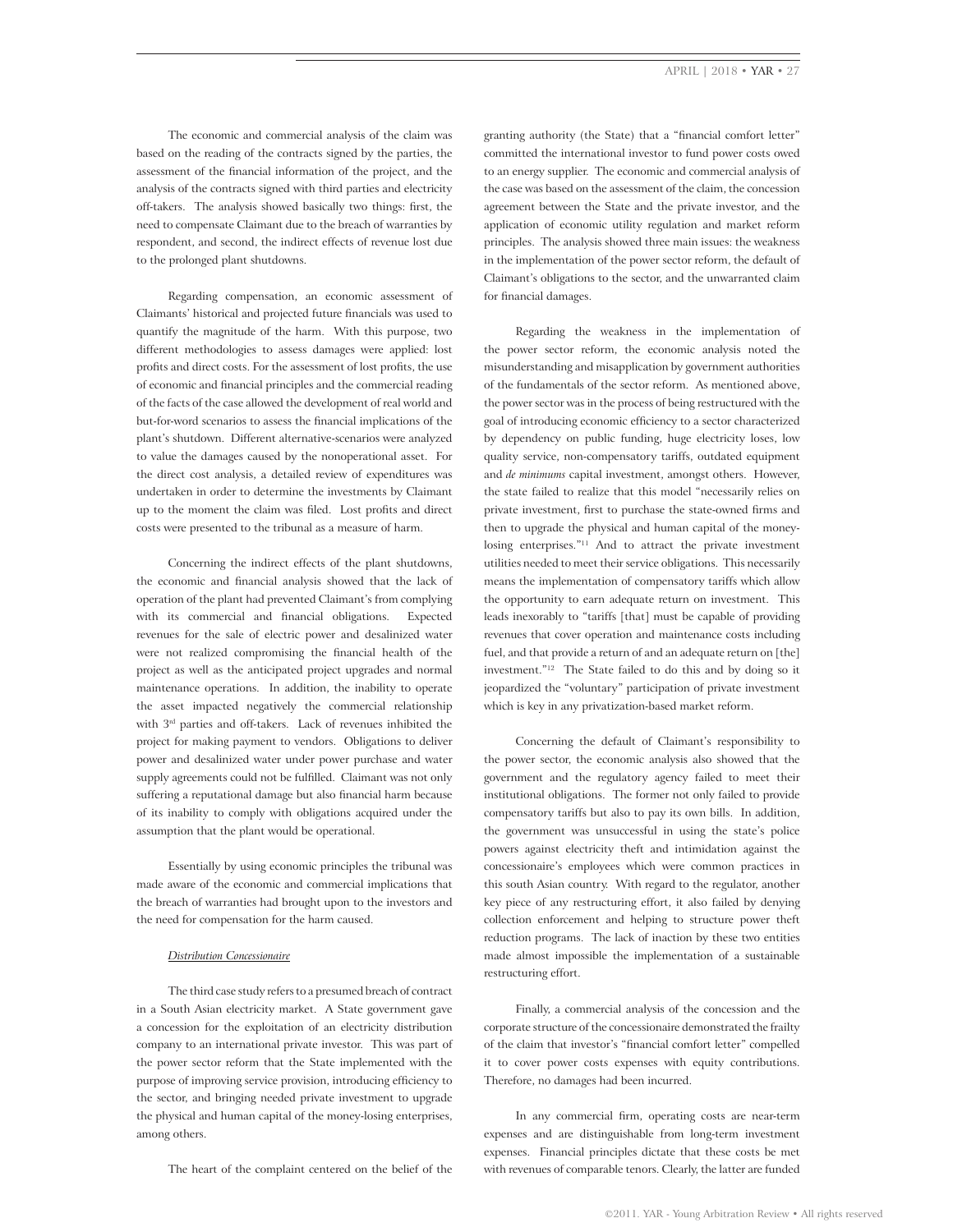The economic and commercial analysis of the claim was based on the reading of the contracts signed by the parties, the assessment of the financial information of the project, and the analysis of the contracts signed with third parties and electricity off-takers. The analysis showed basically two things: first, the need to compensate Claimant due to the breach of warranties by respondent, and second, the indirect effects of revenue lost due to the prolonged plant shutdowns.

Regarding compensation, an economic assessment of Claimants' historical and projected future financials was used to quantify the magnitude of the harm. With this purpose, two different methodologies to assess damages were applied: lost profits and direct costs. For the assessment of lost profits, the use of economic and financial principles and the commercial reading of the facts of the case allowed the development of real world and but-for-word scenarios to assess the financial implications of the plant's shutdown. Different alternative-scenarios were analyzed to value the damages caused by the nonoperational asset. For the direct cost analysis, a detailed review of expenditures was undertaken in order to determine the investments by Claimant up to the moment the claim was filed. Lost profits and direct costs were presented to the tribunal as a measure of harm.

Concerning the indirect effects of the plant shutdowns, the economic and financial analysis showed that the lack of operation of the plant had prevented Claimant's from complying with its commercial and financial obligations. Expected revenues for the sale of electric power and desalinized water were not realized compromising the financial health of the project as well as the anticipated project upgrades and normal maintenance operations. In addition, the inability to operate the asset impacted negatively the commercial relationship with 3rd parties and off-takers. Lack of revenues inhibited the project for making payment to vendors. Obligations to deliver power and desalinized water under power purchase and water supply agreements could not be fulfilled. Claimant was not only suffering a reputational damage but also financial harm because of its inability to comply with obligations acquired under the assumption that the plant would be operational.

Essentially by using economic principles the tribunal was made aware of the economic and commercial implications that the breach of warranties had brought upon to the investors and the need for compensation for the harm caused.

*Distribution Concessionaire*

The third case study refers to a presumed breach of contract in a South Asian electricity market. A State government gave a concession for the exploitation of an electricity distribution company to an international private investor. This was part of the power sector reform that the State implemented with the purpose of improving service provision, introducing efficiency to the sector, and bringing needed private investment to upgrade the physical and human capital of the money-losing enterprises, among others.

The heart of the complaint centered on the belief of the granting authority (the State) that a "financial comfort letter" committed the international investor to fund power costs owed to an energy supplier. The economic and commercial analysis of the case was based on the assessment of the claim, the concession agreement between the State and the private investor, and the application of economic utility regulation and market reform principles. The analysis showed three main issues: the weakness in the implementation of the power sector reform, the default of Claimant's obligations to the sector, and the unwarranted claim for financial damages.

Regarding the weakness in the implementation of the power sector reform, the economic analysis noted the misunderstanding and misapplication by government authorities of the fundamentals of the sector reform. As mentioned above, the power sector was in the process of being restructured with the goal of introducing economic efficiency to a sector characterized by dependency on public funding, huge electricity loses, low quality service, non-compensatory tariffs, outdated equipment and *de minimums* capital investment, amongst others. However, the state failed to realize that this model "necessarily relies on private investment, first to purchase the state-owned firms and then to upgrade the physical and human capital of the money-losing enterprises."[11] And to attract the private investment utilities needed to meet their service obligations. This necessarily means the implementation of compensatory tariffs which allow the opportunity to earn adequate return on investment. This leads inexorably to "tariffs [that] must be capable of providing revenues that cover operation and maintenance costs including fuel, and that provide a return of and an adequate return on [the] investment."[12] The State failed to do this and by doing so it jeopardized the "voluntary" participation of private investment which is key in any privatization-based market reform.

Concerning the default of Claimant's responsibility to the power sector, the economic analysis also showed that the government and the regulatory agency failed to meet their institutional obligations. The former not only failed to provide compensatory tariffs but also to pay its own bills. In addition, the government was unsuccessful in using the state's police powers against electricity theft and intimidation against the concessionaire's employees which were common practices in this south Asian country. With regard to the regulator, another key piece of any restructuring effort, it also failed by denying collection enforcement and helping to structure power theft reduction programs. The lack of inaction by these two entities made almost impossible the implementation of a sustainable restructuring effort.

Finally, a commercial analysis of the concession and the corporate structure of the concessionaire demonstrated the frailty of the claim that investor's "financial comfort letter" compelled it to cover power costs expenses with equity contributions. Therefore, no damages had been incurred.

In any commercial firm, operating costs are near-term expenses and are distinguishable from long-term investment expenses. Financial principles dictate that these costs be met with revenues of comparable tenors. Clearly, the latter are funded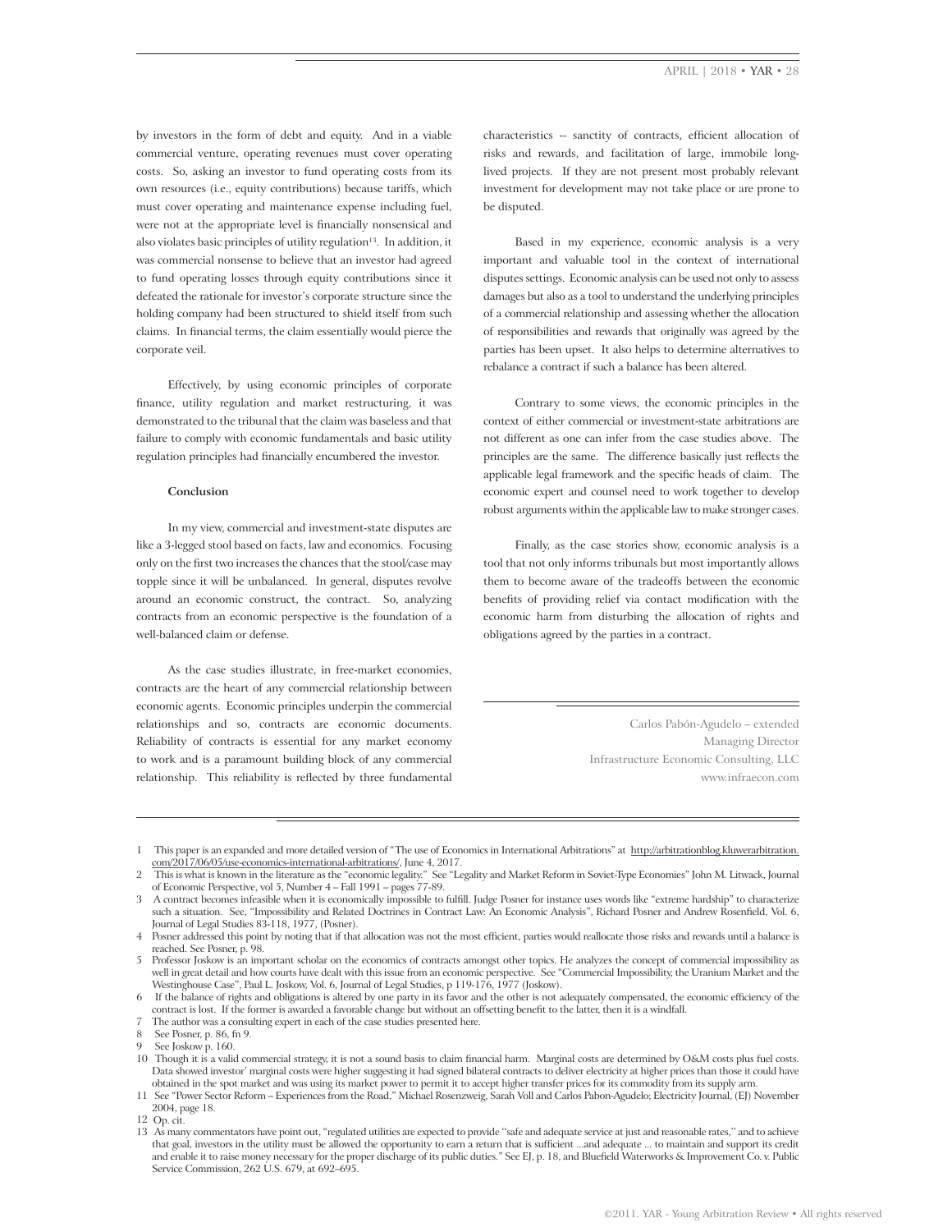by investors in the form of debt and equity. And in a viable commercial venture, operating revenues must cover operating costs. So, asking an investor to fund operating costs from its own resources (i.e., equity contributions) because tariffs, which must cover operating and maintenance expense including fuel, were not at the appropriate level is financially nonsensical and also violates basic principles of utility regulation[13]. In addition, it was commercial nonsense to believe that an investor had agreed to fund operating losses through equity contributions since it defeated the rationale for investor's corporate structure since the holding company had been structured to shield itself from such claims. In financial terms, the claim essentially would pierce the corporate veil.

Effectively, by using economic principles of corporate finance, utility regulation and market restructuring, it was demonstrated to the tribunal that the claim was baseless and that failure to comply with economic fundamentals and basic utility regulation principles had financially encumbered the investor.

**Conclusion**

In my view, commercial and investment-state disputes are like a 3-legged stool based on facts, law and economics. Focusing only on the first two increases the chances that the stool/case may topple since it will be unbalanced. In general, disputes revolve around an economic construct, the contract. So, analyzing contracts from an economic perspective is the foundation of a well-balanced claim or defense.

As the case studies illustrate, in free-market economies, contracts are the heart of any commercial relationship between economic agents. Economic principles underpin the commercial relationships and so, contracts are economic documents. Reliability of contracts is essential for any market economy to work and is a paramount building block of any commercial relationship. This reliability is reflected by three fundamental characteristics -- sanctity of contracts, efficient allocation of risks and rewards, and facilitation of large, immobile long-lived projects. If they are not present most probably relevant investment for development may not take place or are prone to be disputed.

Based in my experience, economic analysis is a very important and valuable tool in the context of international disputes settings. Economic analysis can be used not only to assess damages but also as a tool to understand the underlying principles of a commercial relationship and assessing whether the allocation of responsibilities and rewards that originally was agreed by the parties has been upset. It also helps to determine alternatives to rebalance a contract if such a balance has been altered.

Contrary to some views, the economic principles in the context of either commercial or investment-state arbitrations are not different as one can infer from the case studies above. The principles are the same. The difference basically just reflects the applicable legal framework and the specific heads of claim. The economic expert and counsel need to work together to develop robust arguments within the applicable law to make stronger cases.

Finally, as the case stories show, economic analysis is a tool that not only informs tribunals but most importantly allows them to become aware of the tradeoffs between the economic benefits of providing relief via contact modification with the economic harm from disturbing the allocation of rights and obligations agreed by the parties in a contract.

Carlos Pabón-Agudelo – extended
Managing Director
Infrastructure Economic Consulting, LLC
www.infraecon.com

---

1 This paper is an expanded and more detailed version of "The use of Economics in International Arbitrations" at http://arbitrationblog.kluwerarbitration.com/2017/06/05/use-economics-international-arbitrations/, June 4, 2017.

2 This is what is known in the literature as the "economic legality." See "Legality and Market Reform in Soviet-Type Economies" John M. Litwack, Journal of Economic Perspective, vol 5, Number 4 – Fall 1991 – pages 77-89.

3 A contract becomes infeasible when it is economically impossible to fulfill. Judge Posner for instance uses words like "extreme hardship" to characterize such a situation. See, "Impossibility and Related Doctrines in Contract Law: An Economic Analysis", Richard Posner and Andrew Rosenfield, Vol. 6, Journal of Legal Studies 83-118, 1977, (Posner).

4 Posner addressed this point by noting that if that allocation was not the most efficient, parties would reallocate those risks and rewards until a balance is reached. See Posner, p. 98.

5 Professor Joskow is an important scholar on the economics of contracts amongst other topics. He analyzes the concept of commercial impossibility as well in great detail and how courts have dealt with this issue from an economic perspective. See "Commercial Impossibility, the Uranium Market and the Westinghouse Case", Paul L. Joskow, Vol. 6, Journal of Legal Studies, p 119-176, 1977 (Joskow).

6 If the balance of rights and obligations is altered by one party in its favor and the other is not adequately compensated, the economic efficiency of the contract is lost. If the former is awarded a favorable change but without an offsetting benefit to the latter, then it is a windfall.

7 The author was a consulting expert in each of the case studies presented here.

8 See Posner, p. 86, fn 9.

9 See Joskow p. 160.

10 Though it is a valid commercial strategy, it is not a sound basis to claim financial harm. Marginal costs are determined by O&M costs plus fuel costs. Data showed investor' marginal costs were higher suggesting it had signed bilateral contracts to deliver electricity at higher prices than those it could have obtained in the spot market and was using its market power to permit it to accept higher transfer prices for its commodity from its supply arm.

11 See "Power Sector Reform – Experiences from the Road," Michael Rosenzweig, Sarah Voll and Carlos Pabon-Agudelo; Electricity Journal, (EJ) November 2004, page 18.

12 Op. cit.

13 As many commentators have point out, "regulated utilities are expected to provide "safe and adequate service at just and reasonable rates," and to achieve that goal, investors in the utility must be allowed the opportunity to earn a return that is sufficient ...and adequate ... to maintain and support its credit and enable it to raise money necessary for the proper discharge of its public duties." See EJ, p. 18, and Bluefield Waterworks & Improvement Co. v. Public Service Commission, 262 U.S. 679, at 692–695.